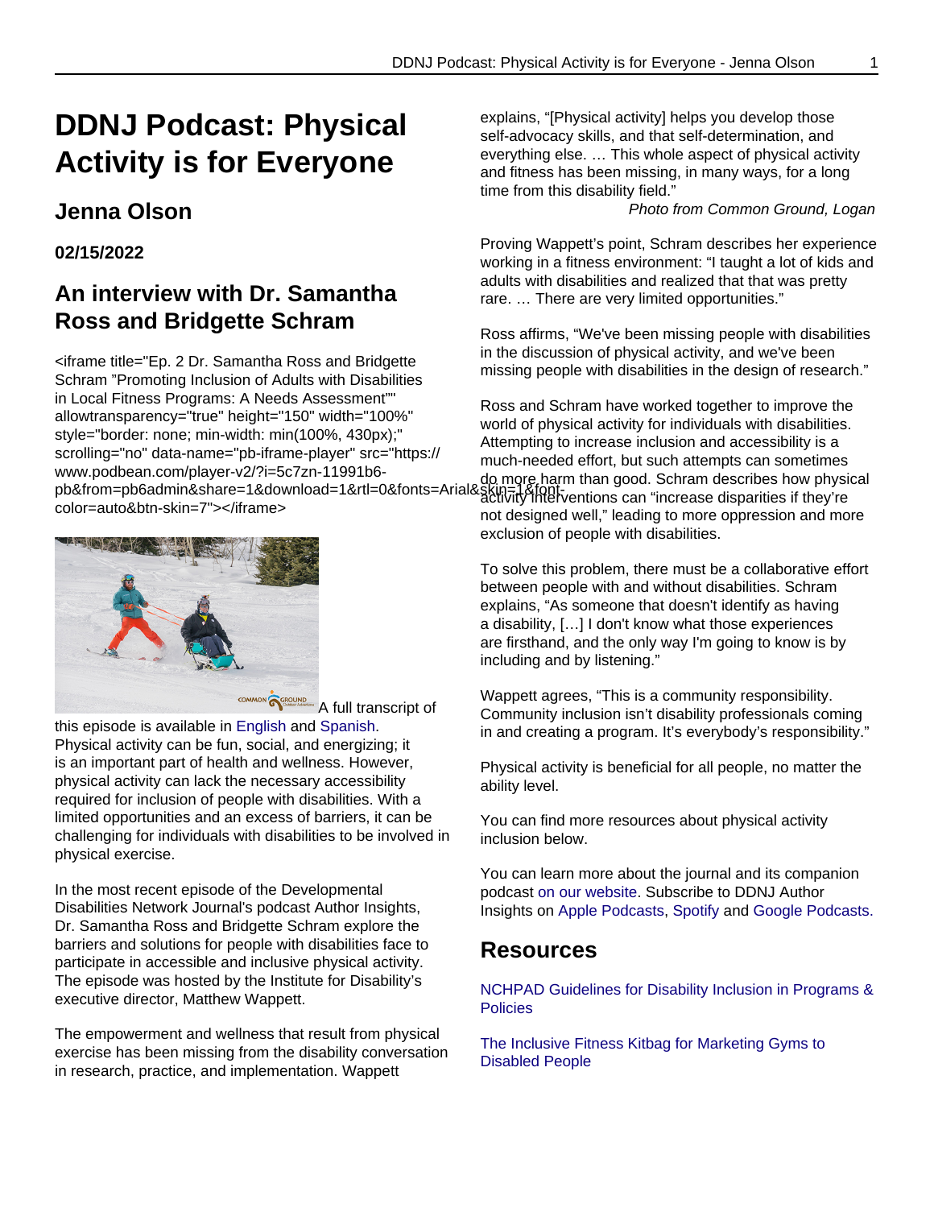# DDNJ Podcast: Physical Activity is for Everyone

## Jenna Olson

**02/15/2022**

## An interview with Dr. Samantha Ross and Bridgette Schram

<iframe title="Ep. 2 Dr. Samantha Ross and Bridgette Schram "Promoting Inclusion of Adults with Disabilities in Local Fitness Programs: A Needs Assessment"" allowtransparency="true" height="150" width="100%" style="border: none; min-width: min(100%, 430px);" scrolling="no" data-name="pb-iframe-player" src="https://www.podbean.com/player-v2/?i=5c7zn-11991b6-pb&from=pb6admin&share=1&download=1&rtl=0&fonts=Arial&skin=1&font-color=auto&btn-skin=7"></iframe>

A full transcript of this episode is available in English and Spanish.

Physical activity can be fun, social, and energizing; it is an important part of health and wellness. However, physical activity can lack the necessary accessibility required for inclusion of people with disabilities. With a limited opportunities and an excess of barriers, it can be challenging for individuals with disabilities to be involved in physical exercise.

In the most recent episode of the Developmental Disabilities Network Journal's podcast Author Insights, Dr. Samantha Ross and Bridgette Schram explore the barriers and solutions for people with disabilities face to participate in accessible and inclusive physical activity. The episode was hosted by the Institute for Disability's executive director, Matthew Wappett.

The empowerment and wellness that result from physical exercise has been missing from the disability conversation in research, practice, and implementation. Wappett explains, "[Physical activity] helps you develop those self-advocacy skills, and that self-determination, and everything else. … This whole aspect of physical activity and fitness has been missing, in many ways, for a long time from this disability field."

*Photo from Common Ground, Logan*

Proving Wappett's point, Schram describes her experience working in a fitness environment: "I taught a lot of kids and adults with disabilities and realized that that was pretty rare. … There are very limited opportunities."

Ross affirms, "We've been missing people with disabilities in the discussion of physical activity, and we've been missing people with disabilities in the design of research."

Ross and Schram have worked together to improve the world of physical activity for individuals with disabilities. Attempting to increase inclusion and accessibility is a much-needed effort, but such attempts can sometimes do more harm than good. Schram describes how physical activity interventions can "increase disparities if they're not designed well," leading to more oppression and more exclusion of people with disabilities.

To solve this problem, there must be a collaborative effort between people with and without disabilities. Schram explains, "As someone that doesn't identify as having a disability, […] I don't know what those experiences are firsthand, and the only way I'm going to know is by including and by listening."

Wappett agrees, "This is a community responsibility. Community inclusion isn't disability professionals coming in and creating a program. It's everybody's responsibility."

Physical activity is beneficial for all people, no matter the ability level.

You can find more resources about physical activity inclusion below.

You can learn more about the journal and its companion podcast on our website. Subscribe to DDNJ Author Insights on Apple Podcasts, Spotify and Google Podcasts.

## Resources

NCHPAD Guidelines for Disability Inclusion in Programs & Policies

The Inclusive Fitness Kitbag for Marketing Gyms to Disabled People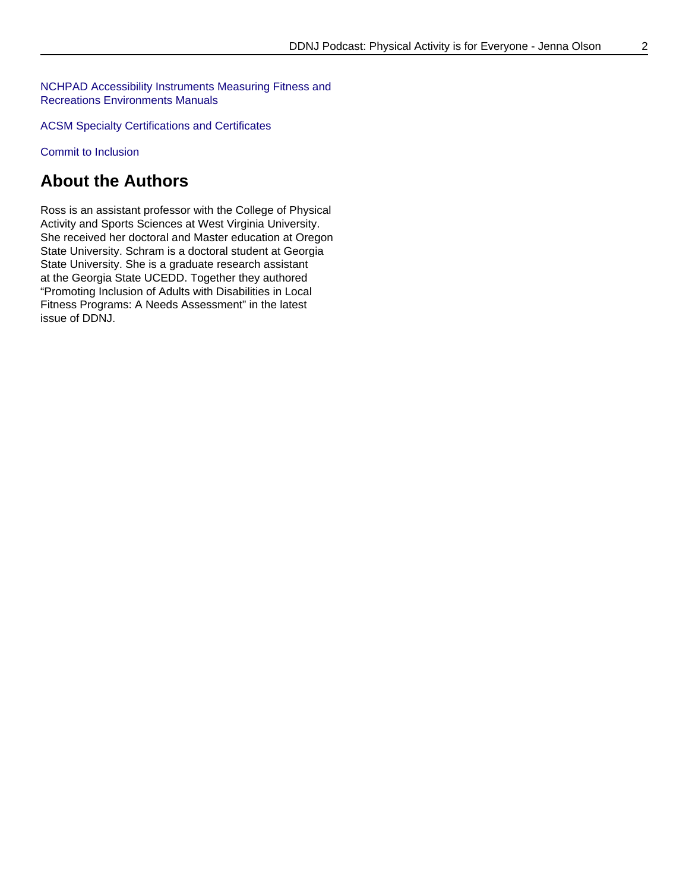NCHPAD Accessibility Instruments Measuring Fitness and Recreations Environments Manuals

ACSM Specialty Certifications and Certificates

Commit to Inclusion

## About the Authors

Ross is an assistant professor with the College of Physical Activity and Sports Sciences at West Virginia University. She received her doctoral and Master education at Oregon State University. Schram is a doctoral student at Georgia State University. She is a graduate research assistant at the Georgia State UCEDD. Together they authored "Promoting Inclusion of Adults with Disabilities in Local Fitness Programs: A Needs Assessment" in the latest issue of DDNJ.